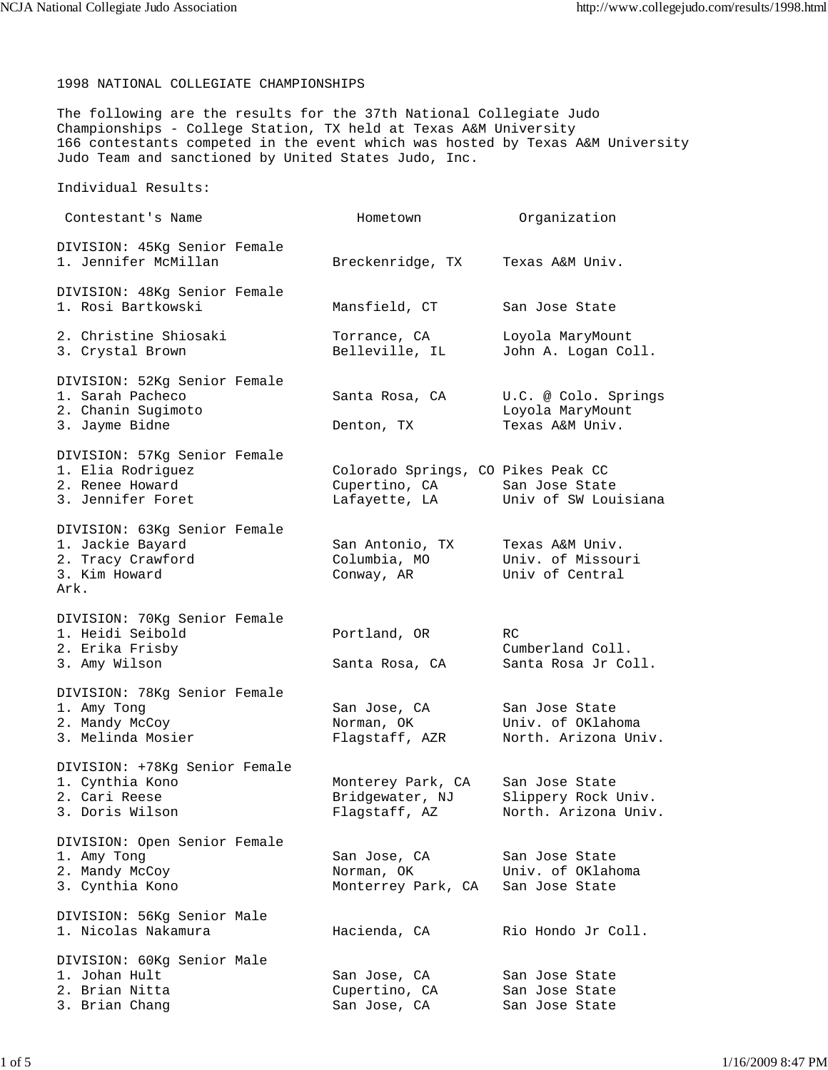# 1998 NATIONAL COLLEGIATE CHAMPIONSHIPS

The following are the results for the 37th National Collegiate Judo Championships - College Station, TX held at Texas A&M University 166 contestants competed in the event which was hosted by Texas A&M University Judo Team and sanctioned by United States Judo, Inc.

Individual Results:

| Contestant's Name | Hometown | Organization |
|---|---|---|
| **DIVISION: 45Kg Senior Female** | | |
| 1. Jennifer McMillan | Breckenridge, TX | Texas A&M Univ. |
| **DIVISION: 48Kg Senior Female** | | |
| 1. Rosi Bartkowski | Mansfield, CT | San Jose State |
| 2. Christine Shiosaki | Torrance, CA | Loyola MaryMount |
| 3. Crystal Brown | Belleville, IL | John A. Logan Coll. |
| **DIVISION: 52Kg Senior Female** | | |
| 1. Sarah Pacheco | Santa Rosa, CA | U.C. @ Colo. Springs |
| 2. Chanin Sugimoto | | Loyola MaryMount |
| 3. Jayme Bidne | Denton, TX | Texas A&M Univ. |
| **DIVISION: 57Kg Senior Female** | | |
| 1. Elia Rodriguez | Colorado Springs, CO | Pikes Peak CC |
| 2. Renee Howard | Cupertino, CA | San Jose State |
| 3. Jennifer Foret | Lafayette, LA | Univ of SW Louisiana |
| **DIVISION: 63Kg Senior Female** | | |
| 1. Jackie Bayard | San Antonio, TX | Texas A&M Univ. |
| 2. Tracy Crawford | Columbia, MO | Univ. of Missouri |
| 3. Kim Howard | Conway, AR | Univ of Central Ark. |
| **DIVISION: 70Kg Senior Female** | | |
| 1. Heidi Seibold | Portland, OR | RC |
| 2. Erika Frisby | | Cumberland Coll. |
| 3. Amy Wilson | Santa Rosa, CA | Santa Rosa Jr Coll. |
| **DIVISION: 78Kg Senior Female** | | |
| 1. Amy Tong | San Jose, CA | San Jose State |
| 2. Mandy McCoy | Norman, OK | Univ. of OKlahoma |
| 3. Melinda Mosier | Flagstaff, AZR | North. Arizona Univ. |
| **DIVISION: +78Kg Senior Female** | | |
| 1. Cynthia Kono | Monterey Park, CA | San Jose State |
| 2. Cari Reese | Bridgewater, NJ | Slippery Rock Univ. |
| 3. Doris Wilson | Flagstaff, AZ | North. Arizona Univ. |
| **DIVISION: Open Senior Female** | | |
| 1. Amy Tong | San Jose, CA | San Jose State |
| 2. Mandy McCoy | Norman, OK | Univ. of OKlahoma |
| 3. Cynthia Kono | Monterrey Park, CA | San Jose State |
| **DIVISION: 56Kg Senior Male** | | |
| 1. Nicolas Nakamura | Hacienda, CA | Rio Hondo Jr Coll. |
| **DIVISION: 60Kg Senior Male** | | |
| 1. Johan Hult | San Jose, CA | San Jose State |
| 2. Brian Nitta | Cupertino, CA | San Jose State |
| 3. Brian Chang | San Jose, CA | San Jose State |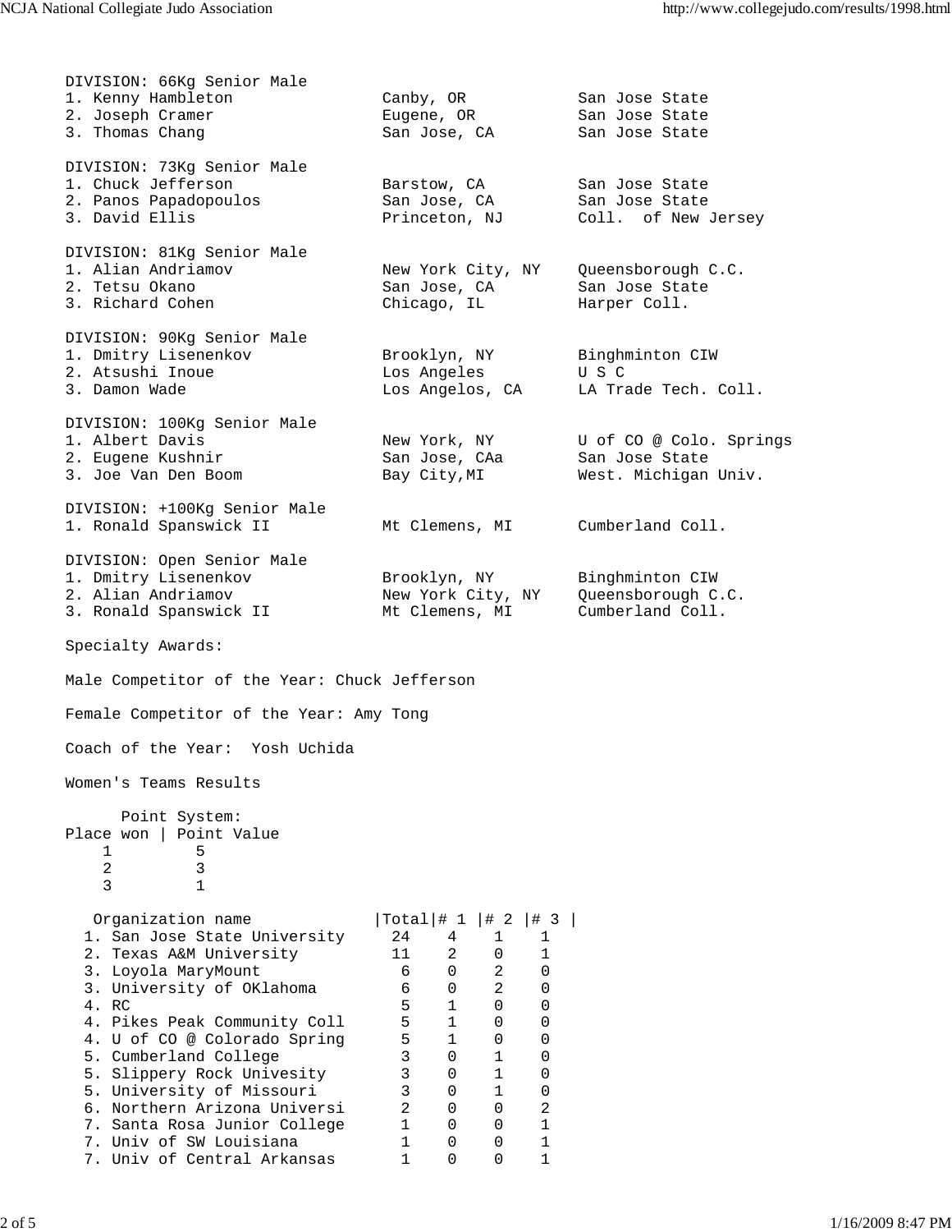DIVISION: 66Kg Senior Male

| Place | Name | Hometown | School |
|---|---|---|---|
| 1. | Kenny Hambleton | Canby, OR | San Jose State |
| 2. | Joseph Cramer | Eugene, OR | San Jose State |
| 3. | Thomas Chang | San Jose, CA | San Jose State |

DIVISION: 73Kg Senior Male

| Place | Name | Hometown | School |
|---|---|---|---|
| 1. | Chuck Jefferson | Barstow, CA | San Jose State |
| 2. | Panos Papadopoulos | San Jose, CA | San Jose State |
| 3. | David Ellis | Princeton, NJ | Coll. of New Jersey |

DIVISION: 81Kg Senior Male

| Place | Name | Hometown | School |
|---|---|---|---|
| 1. | Alian Andriamov | New York City, NY | Queensborough C.C. |
| 2. | Tetsu Okano | San Jose, CA | San Jose State |
| 3. | Richard Cohen | Chicago, IL | Harper Coll. |

DIVISION: 90Kg Senior Male

| Place | Name | Hometown | School |
|---|---|---|---|
| 1. | Dmitry Lisenenkov | Brooklyn, NY | Binghminton CIW |
| 2. | Atsushi Inoue | Los Angeles | U S C |
| 3. | Damon Wade | Los Angelos, CA | LA Trade Tech. Coll. |

DIVISION: 100Kg Senior Male

| Place | Name | Hometown | School |
|---|---|---|---|
| 1. | Albert Davis | New York, NY | U of CO @ Colo. Springs |
| 2. | Eugene Kushnir | San Jose, CAa | San Jose State |
| 3. | Joe Van Den Boom | Bay City,MI | West. Michigan Univ. |

DIVISION: +100Kg Senior Male

| Place | Name | Hometown | School |
|---|---|---|---|
| 1. | Ronald Spanswick II | Mt Clemens, MI | Cumberland Coll. |

DIVISION: Open Senior Male

| Place | Name | Hometown | School |
|---|---|---|---|
| 1. | Dmitry Lisenenkov | Brooklyn, NY | Binghminton CIW |
| 2. | Alian Andriamov | New York City, NY | Queensborough C.C. |
| 3. | Ronald Spanswick II | Mt Clemens, MI | Cumberland Coll. |

Specialty Awards:

Male Competitor of the Year: Chuck Jefferson

Female Competitor of the Year: Amy Tong

Coach of the Year: Yosh Uchida

Women's Teams Results

Point System:

| Place won | Point Value |
|---|---|
| 1 | 5 |
| 2 | 3 |
| 3 | 1 |

| Organization name | Total | # 1 | # 2 | # 3 |
|---|---|---|---|---|
| 1. San Jose State University | 24 | 4 | 1 | 1 |
| 2. Texas A&M University | 11 | 2 | 0 | 1 |
| 3. Loyola MaryMount | 6 | 0 | 2 | 0 |
| 3. University of OKlahoma | 6 | 0 | 2 | 0 |
| 4. RC | 5 | 1 | 0 | 0 |
| 4. Pikes Peak Community Coll | 5 | 1 | 0 | 0 |
| 4. U of CO @ Colorado Spring | 5 | 1 | 0 | 0 |
| 5. Cumberland College | 3 | 0 | 1 | 0 |
| 5. Slippery Rock Univesity | 3 | 0 | 1 | 0 |
| 5. University of Missouri | 3 | 0 | 1 | 0 |
| 6. Northern Arizona Universi | 2 | 0 | 0 | 2 |
| 7. Santa Rosa Junior College | 1 | 0 | 0 | 1 |
| 7. Univ of SW Louisiana | 1 | 0 | 0 | 1 |
| 7. Univ of Central Arkansas | 1 | 0 | 0 | 1 |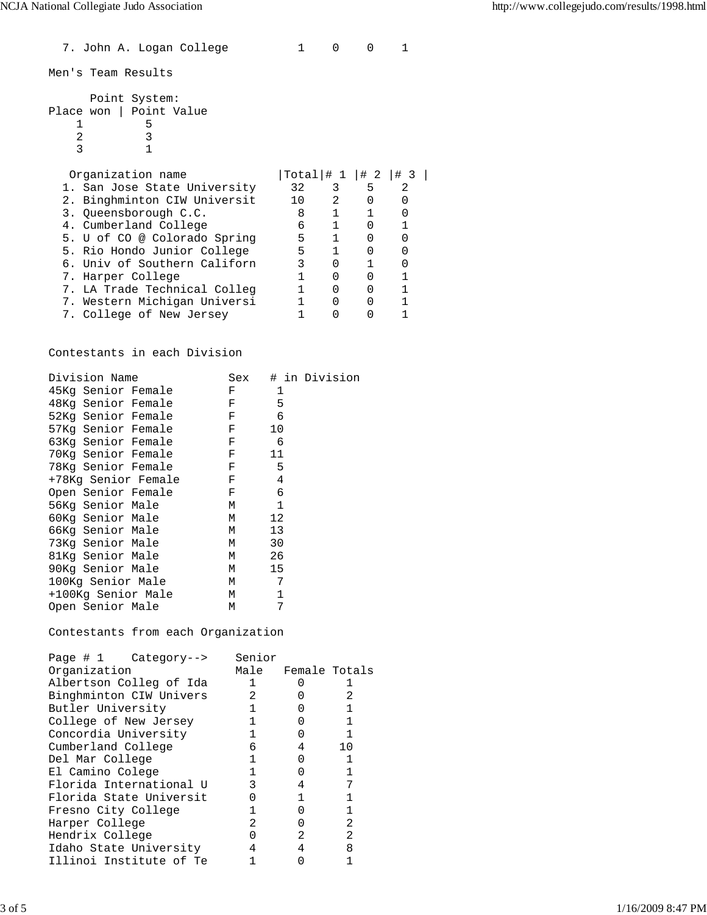| | | | | |
|---|---|---|---|---|
| 7. John A. Logan College | 1 | 0 | 0 | 1 |

Men's Team Results

Point System:

| Place won | Point Value |
|---|---|
| 1 | 5 |
| 2 | 3 |
| 3 | 1 |

| Organization name | Total | # 1 | # 2 | # 3 |
|---|---|---|---|---|
| 1. San Jose State University | 32 | 3 | 5 | 2 |
| 2. Binghminton CIW Universit | 10 | 2 | 0 | 0 |
| 3. Queensborough C.C. | 8 | 1 | 1 | 0 |
| 4. Cumberland College | 6 | 1 | 0 | 1 |
| 5. U of CO @ Colorado Spring | 5 | 1 | 0 | 0 |
| 5. Rio Hondo Junior College | 5 | 1 | 0 | 0 |
| 6. Univ of Southern Californ | 3 | 0 | 1 | 0 |
| 7. Harper College | 1 | 0 | 0 | 1 |
| 7. LA Trade Technical Colleg | 1 | 0 | 0 | 1 |
| 7. Western Michigan Universi | 1 | 0 | 0 | 1 |
| 7. College of New Jersey | 1 | 0 | 0 | 1 |

Contestants in each Division

| Division Name | Sex | # in Division |
|---|---|---|
| 45Kg Senior Female | F | 1 |
| 48Kg Senior Female | F | 5 |
| 52Kg Senior Female | F | 6 |
| 57Kg Senior Female | F | 10 |
| 63Kg Senior Female | F | 6 |
| 70Kg Senior Female | F | 11 |
| 78Kg Senior Female | F | 5 |
| +78Kg Senior Female | F | 4 |
| Open Senior Female | F | 6 |
| 56Kg Senior Male | M | 1 |
| 60Kg Senior Male | M | 12 |
| 66Kg Senior Male | M | 13 |
| 73Kg Senior Male | M | 30 |
| 81Kg Senior Male | M | 26 |
| 90Kg Senior Male | M | 15 |
| 100Kg Senior Male | M | 7 |
| +100Kg Senior Male | M | 1 |
| Open Senior Male | M | 7 |

Contestants from each Organization

| Page # 1 Category--> | Senior | | |
|---|---|---|---|
| Organization | Male | Female | Totals |
| Albertson Colleg of Ida | 1 | 0 | 1 |
| Binghminton CIW Univers | 2 | 0 | 2 |
| Butler University | 1 | 0 | 1 |
| College of New Jersey | 1 | 0 | 1 |
| Concordia University | 1 | 0 | 1 |
| Cumberland College | 6 | 4 | 10 |
| Del Mar College | 1 | 0 | 1 |
| El Camino Colege | 1 | 0 | 1 |
| Florida International U | 3 | 4 | 7 |
| Florida State Universit | 0 | 1 | 1 |
| Fresno City College | 1 | 0 | 1 |
| Harper College | 2 | 0 | 2 |
| Hendrix College | 0 | 2 | 2 |
| Idaho State University | 4 | 4 | 8 |
| Illinoi Institute of Te | 1 | 0 | 1 |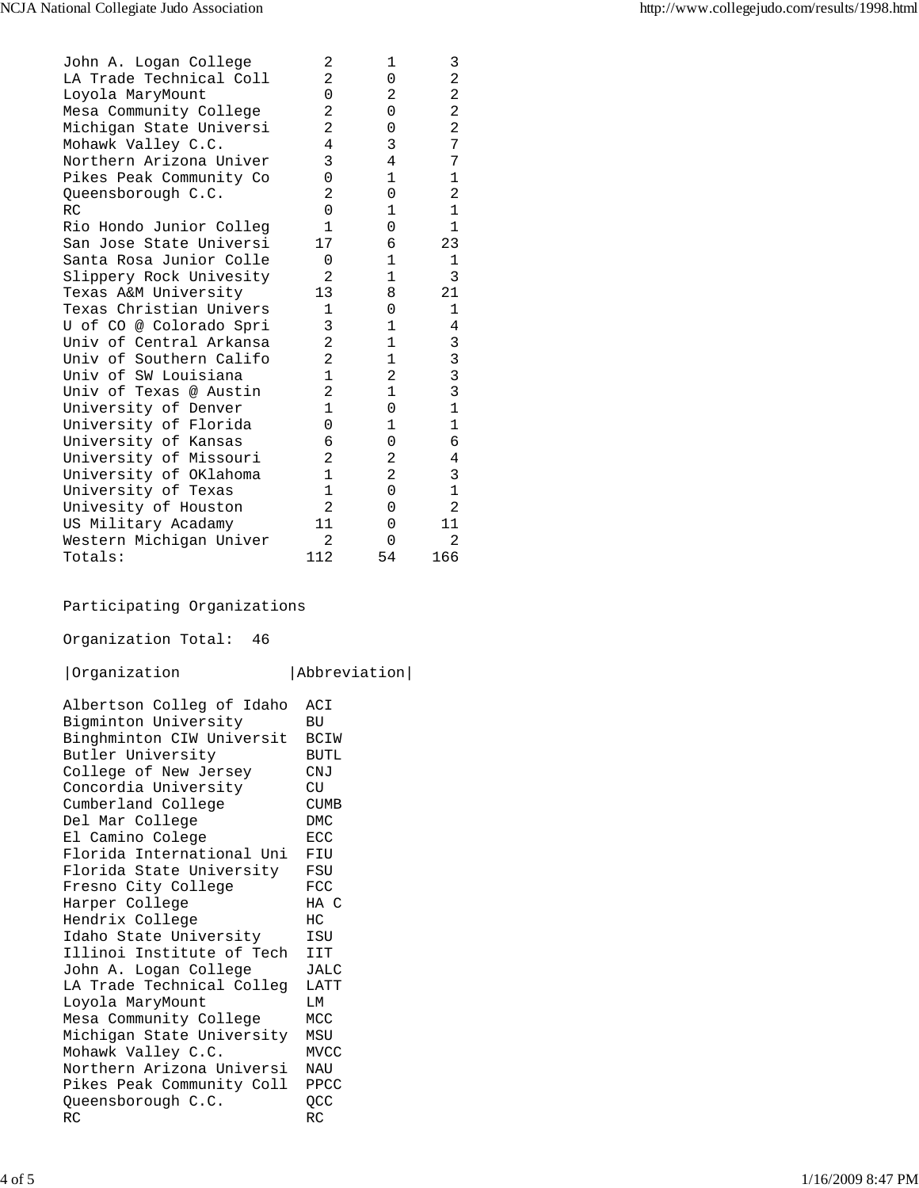| | | | |
|---|---|---|---|
| John A. Logan College | 2 | 1 | 3 |
| LA Trade Technical Coll | 2 | 0 | 2 |
| Loyola MaryMount | 0 | 2 | 2 |
| Mesa Community College | 2 | 0 | 2 |
| Michigan State Universi | 2 | 0 | 2 |
| Mohawk Valley C.C. | 4 | 3 | 7 |
| Northern Arizona Univer | 3 | 4 | 7 |
| Pikes Peak Community Co | 0 | 1 | 1 |
| Queensborough C.C. | 2 | 0 | 2 |
| RC | 0 | 1 | 1 |
| Rio Hondo Junior Colleg | 1 | 0 | 1 |
| San Jose State Universi | 17 | 6 | 23 |
| Santa Rosa Junior Colle | 0 | 1 | 1 |
| Slippery Rock Univesity | 2 | 1 | 3 |
| Texas A&M University | 13 | 8 | 21 |
| Texas Christian Univers | 1 | 0 | 1 |
| U of CO @ Colorado Spri | 3 | 1 | 4 |
| Univ of Central Arkansa | 2 | 1 | 3 |
| Univ of Southern Califo | 2 | 1 | 3 |
| Univ of SW Louisiana | 1 | 2 | 3 |
| Univ of Texas @ Austin | 2 | 1 | 3 |
| University of Denver | 1 | 0 | 1 |
| University of Florida | 0 | 1 | 1 |
| University of Kansas | 6 | 0 | 6 |
| University of Missouri | 2 | 2 | 4 |
| University of OKlahoma | 1 | 2 | 3 |
| University of Texas | 1 | 0 | 1 |
| Univesity of Houston | 2 | 0 | 2 |
| US Military Acadamy | 11 | 0 | 11 |
| Western Michigan Univer | 2 | 0 | 2 |
| Totals: | 112 | 54 | 166 |

Participating Organizations

Organization Total: 46

| Organization | Abbreviation |
|---|---|
| Albertson Colleg of Idaho | ACI |
| Bigminton University | BU |
| Binghminton CIW Universit | BCIW |
| Butler University | BUTL |
| College of New Jersey | CNJ |
| Concordia University | CU |
| Cumberland College | CUMB |
| Del Mar College | DMC |
| El Camino Colege | ECC |
| Florida International Uni | FIU |
| Florida State University | FSU |
| Fresno City College | FCC |
| Harper College | HA C |
| Hendrix College | HC |
| Idaho State University | ISU |
| Illinoi Institute of Tech | IIT |
| John A. Logan College | JALC |
| LA Trade Technical Colleg | LATT |
| Loyola MaryMount | LM |
| Mesa Community College | MCC |
| Michigan State University | MSU |
| Mohawk Valley C.C. | MVCC |
| Northern Arizona Universi | NAU |
| Pikes Peak Community Coll | PPCC |
| Queensborough C.C. | QCC |
| RC | RC |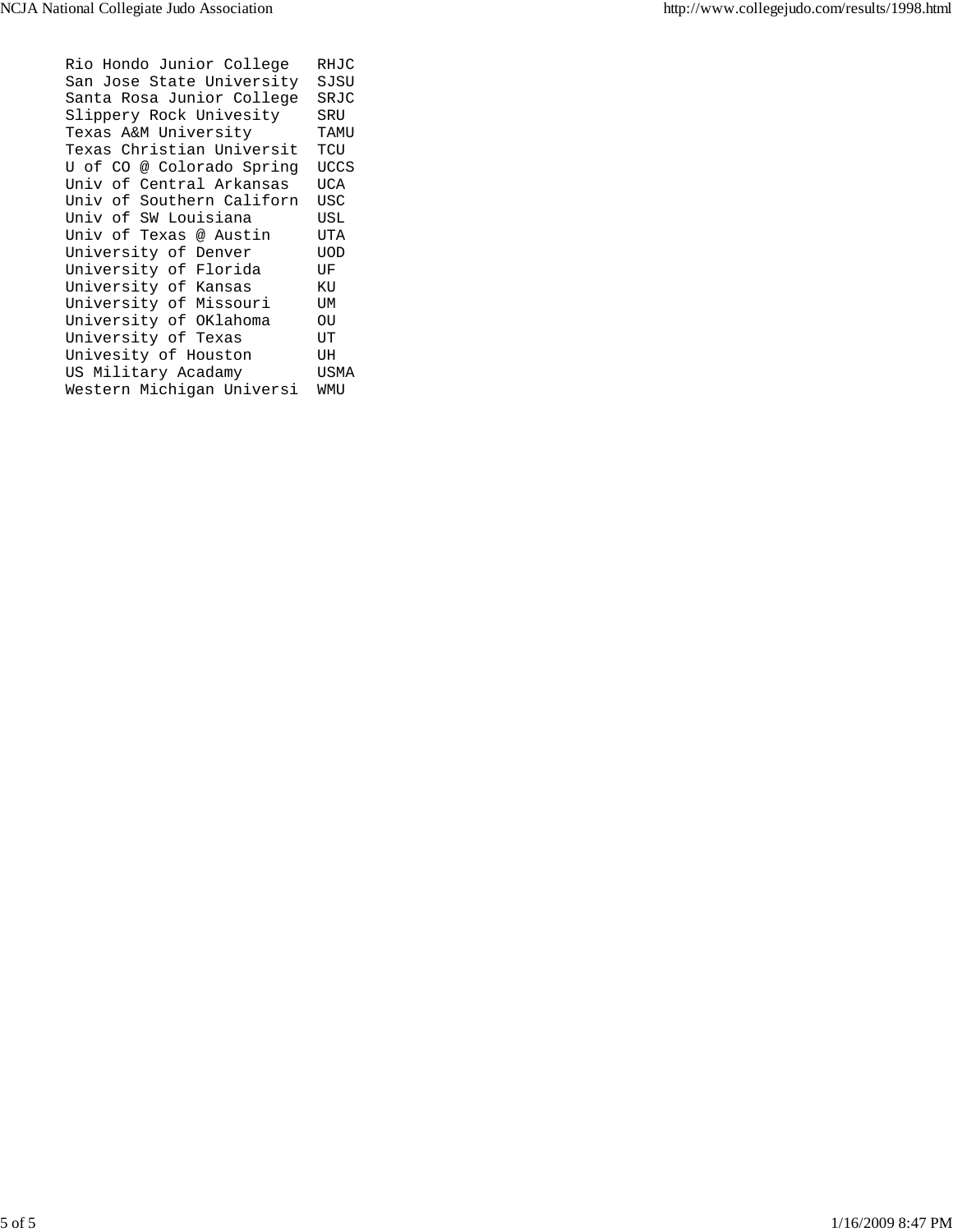| | |
|---|---|
| Rio Hondo Junior College | RHJC |
| San Jose State University | SJSU |
| Santa Rosa Junior College | SRJC |
| Slippery Rock Univesity | SRU |
| Texas A&M University | TAMU |
| Texas Christian Universit | TCU |
| U of CO @ Colorado Spring | UCCS |
| Univ of Central Arkansas | UCA |
| Univ of Southern Californ | USC |
| Univ of SW Louisiana | USL |
| Univ of Texas @ Austin | UTA |
| University of Denver | UOD |
| University of Florida | UF |
| University of Kansas | KU |
| University of Missouri | UM |
| University of OKlahoma | OU |
| University of Texas | UT |
| Univesity of Houston | UH |
| US Military Acadamy | USMA |
| Western Michigan Universi | WMU |